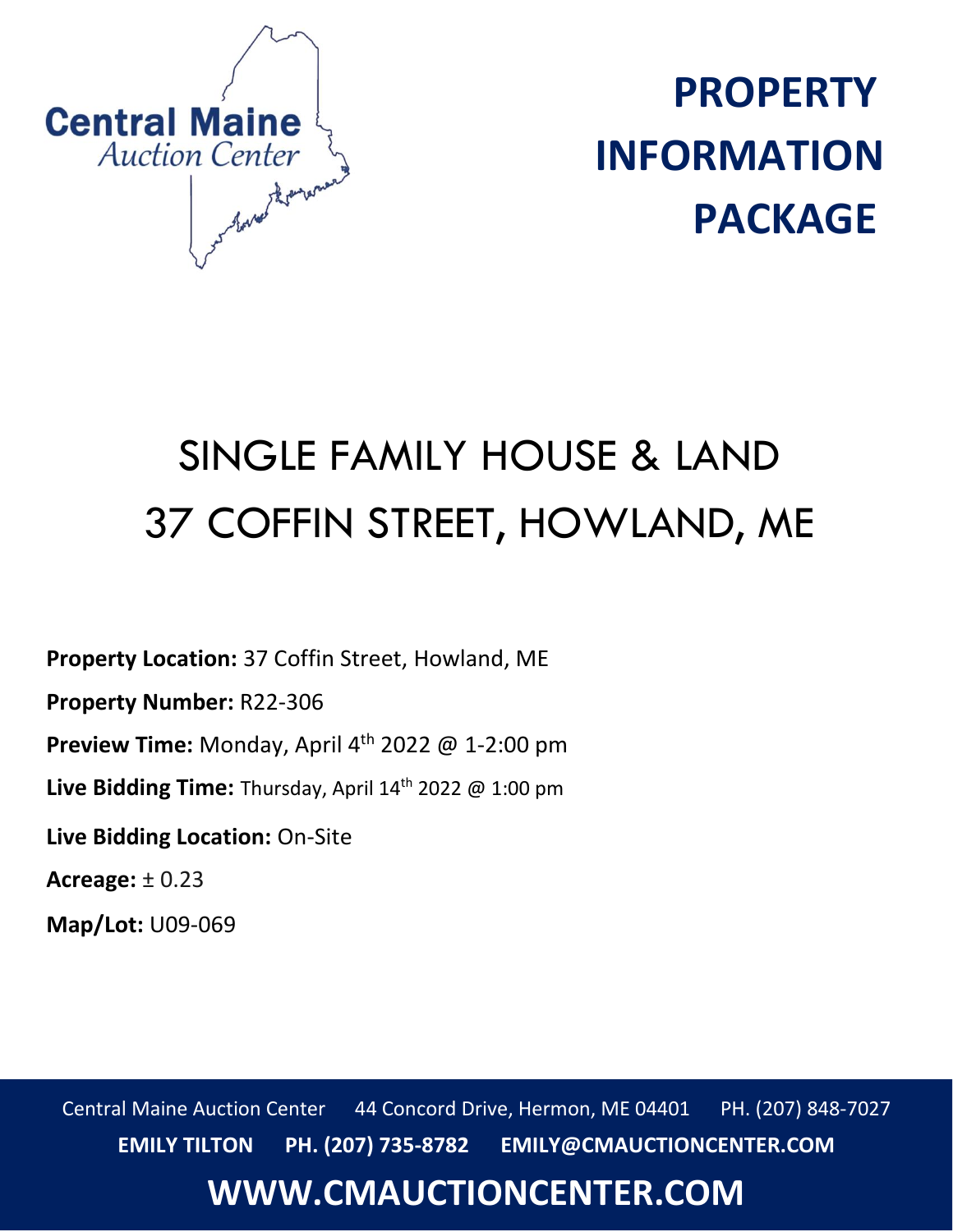**Central Maine**
*Auction Center*

# PROPERTY INFORMATION PACKAGE

# SINGLE FAMILY HOUSE & LAND
# 37 COFFIN STREET, HOWLAND, ME

**Property Location:** 37 Coffin Street, Howland, ME

**Property Number:** R22-306

**Preview Time:** Monday, April 4th 2022 @ 1-2:00 pm

**Live Bidding Time:** Thursday, April 14th 2022 @ 1:00 pm

**Live Bidding Location:** On-Site

**Acreage:** ± 0.23

**Map/Lot:** U09-069

Central Maine Auction Center 44 Concord Drive, Hermon, ME 04401 PH. (207) 848-7027

**EMILY TILTON PH. (207) 735-8782 EMILY@CMAUCTIONCENTER.COM**

**WWW.CMAUCTIONCENTER.COM**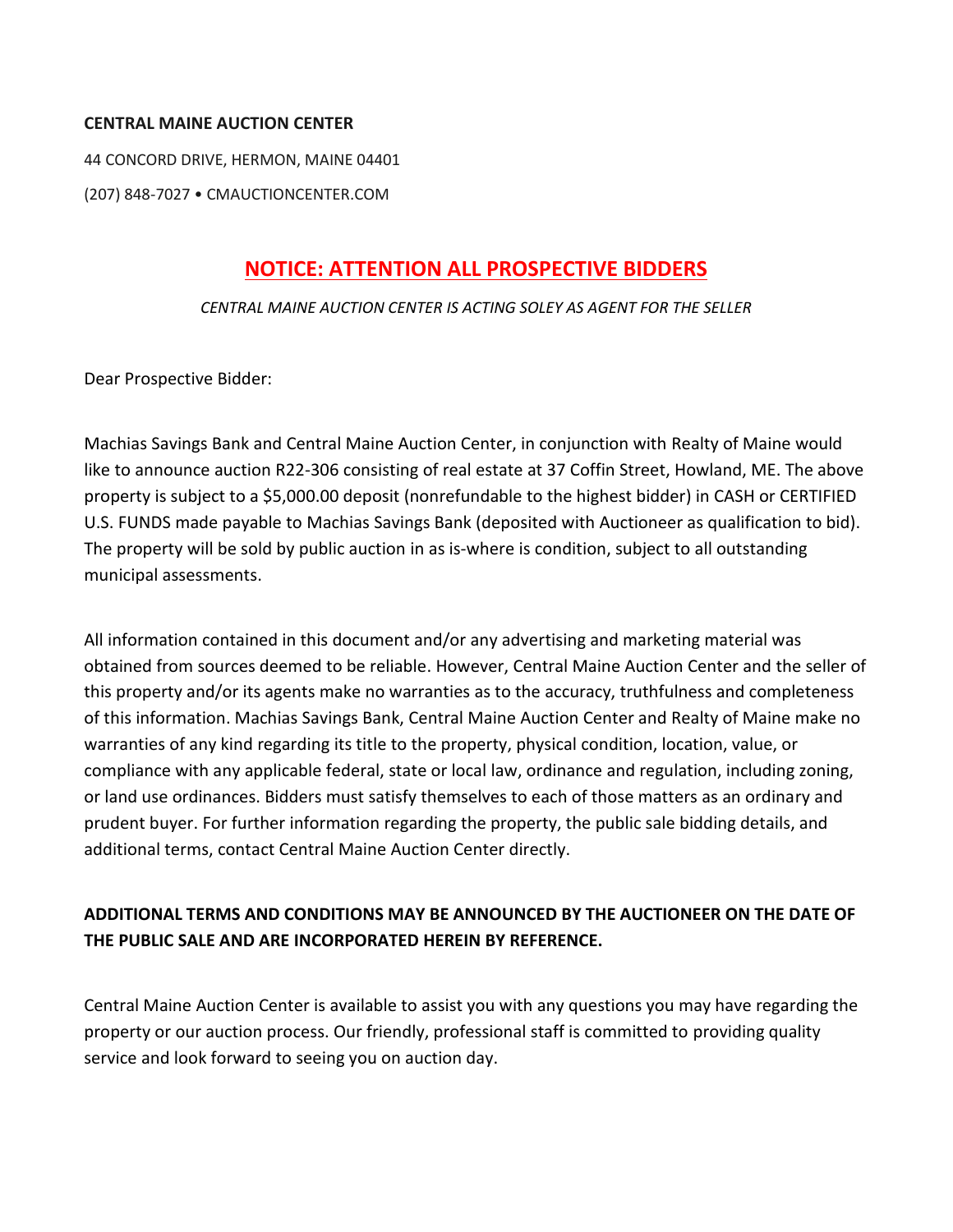**CENTRAL MAINE AUCTION CENTER**

44 CONCORD DRIVE, HERMON, MAINE 04401

(207) 848-7027 • CMAUCTIONCENTER.COM

## NOTICE: ATTENTION ALL PROSPECTIVE BIDDERS

*CENTRAL MAINE AUCTION CENTER IS ACTING SOLEY AS AGENT FOR THE SELLER*

Dear Prospective Bidder:

Machias Savings Bank and Central Maine Auction Center, in conjunction with Realty of Maine would like to announce auction R22-306 consisting of real estate at 37 Coffin Street, Howland, ME. The above property is subject to a $5,000.00 deposit (nonrefundable to the highest bidder) in CASH or CERTIFIED U.S. FUNDS made payable to Machias Savings Bank (deposited with Auctioneer as qualification to bid). The property will be sold by public auction in as is-where is condition, subject to all outstanding municipal assessments.

All information contained in this document and/or any advertising and marketing material was obtained from sources deemed to be reliable. However, Central Maine Auction Center and the seller of this property and/or its agents make no warranties as to the accuracy, truthfulness and completeness of this information. Machias Savings Bank, Central Maine Auction Center and Realty of Maine make no warranties of any kind regarding its title to the property, physical condition, location, value, or compliance with any applicable federal, state or local law, ordinance and regulation, including zoning, or land use ordinances. Bidders must satisfy themselves to each of those matters as an ordinary and prudent buyer. For further information regarding the property, the public sale bidding details, and additional terms, contact Central Maine Auction Center directly.

**ADDITIONAL TERMS AND CONDITIONS MAY BE ANNOUNCED BY THE AUCTIONEER ON THE DATE OF THE PUBLIC SALE AND ARE INCORPORATED HEREIN BY REFERENCE.**

Central Maine Auction Center is available to assist you with any questions you may have regarding the property or our auction process. Our friendly, professional staff is committed to providing quality service and look forward to seeing you on auction day.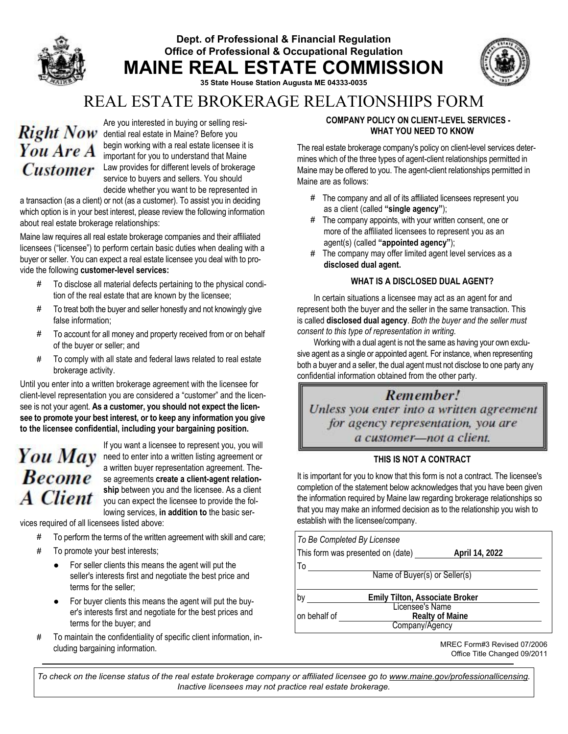Dept. of Professional & Financial Regulation
Office of Professional & Occupational Regulation

# MAINE REAL ESTATE COMMISSION

35 State House Station Augusta ME 04333-0035

# REAL ESTATE BROKERAGE RELATIONSHIPS FORM

## Right Now You Are A Customer

Are you interested in buying or selling residential real estate in Maine? Before you begin working with a real estate licensee it is important for you to understand that Maine Law provides for different levels of brokerage service to buyers and sellers. You should decide whether you want to be represented in a transaction (as a client) or not (as a customer). To assist you in deciding which option is in your best interest, please review the following information about real estate brokerage relationships:

Maine law requires all real estate brokerage companies and their affiliated licensees ("licensee") to perform certain basic duties when dealing with a buyer or seller. You can expect a real estate licensee you deal with to provide the following **customer-level services:**

- To disclose all material defects pertaining to the physical condition of the real estate that are known by the licensee;
- To treat both the buyer and seller honestly and not knowingly give false information;
- To account for all money and property received from or on behalf of the buyer or seller; and
- To comply with all state and federal laws related to real estate brokerage activity.

Until you enter into a written brokerage agreement with the licensee for client-level representation you are considered a "customer" and the licensee is not your agent. **As a customer, you should not expect the licensee to promote your best interest, or to keep any information you give to the licensee confidential, including your bargaining position.**

## You May Become A Client

If you want a licensee to represent you, you will need to enter into a written listing agreement or a written buyer representation agreement. These agreements **create a client-agent relationship** between you and the licensee. As a client you can expect the licensee to provide the following services, **in addition to** the basic services required of all licensees listed above:

- To perform the terms of the written agreement with skill and care;
- To promote your best interests;
  - For seller clients this means the agent will put the seller's interests first and negotiate the best price and terms for the seller;
  - For buyer clients this means the agent will put the buyer's interests first and negotiate for the best prices and terms for the buyer; and
- To maintain the confidentiality of specific client information, including bargaining information.

### COMPANY POLICY ON CLIENT-LEVEL SERVICES - WHAT YOU NEED TO KNOW

The real estate brokerage company's policy on client-level services determines which of the three types of agent-client relationships permitted in Maine may be offered to you. The agent-client relationships permitted in Maine are as follows:

- The company and all of its affiliated licensees represent you as a client (called **"single agency"**);
- The company appoints, with your written consent, one or more of the affiliated licensees to represent you as an agent(s) (called **"appointed agency"**);
- The company may offer limited agent level services as a **disclosed dual agent.**

### WHAT IS A DISCLOSED DUAL AGENT?

In certain situations a licensee may act as an agent for and represent both the buyer and the seller in the same transaction. This is called **disclosed dual agency**. *Both the buyer and the seller must consent to this type of representation in writing.*

Working with a dual agent is not the same as having your own exclusive agent as a single or appointed agent. For instance, when representing both a buyer and a seller, the dual agent must not disclose to one party any confidential information obtained from the other party.

> ***Remember!***
> *Unless you enter into a written agreement for agency representation, you are a customer—not a client.*

### THIS IS NOT A CONTRACT

It is important for you to know that this form is not a contract. The licensee's completion of the statement below acknowledges that you have been given the information required by Maine law regarding brokerage relationships so that you may make an informed decision as to the relationship you wish to establish with the licensee/company.

*To Be Completed By Licensee*

This form was presented on (date) **April 14, 2022**

To ______________________
Name of Buyer(s) or Seller(s)

by **Emily Tilton, Associate Broker**
Licensee's Name

on behalf of **Realty of Maine**
Company/Agency

MREC Form#3 Revised 07/2006
Office Title Changed 09/2011

*To check on the license status of the real estate brokerage company or affiliated licensee go to www.maine.gov/professionallicensing. Inactive licensees may not practice real estate brokerage.*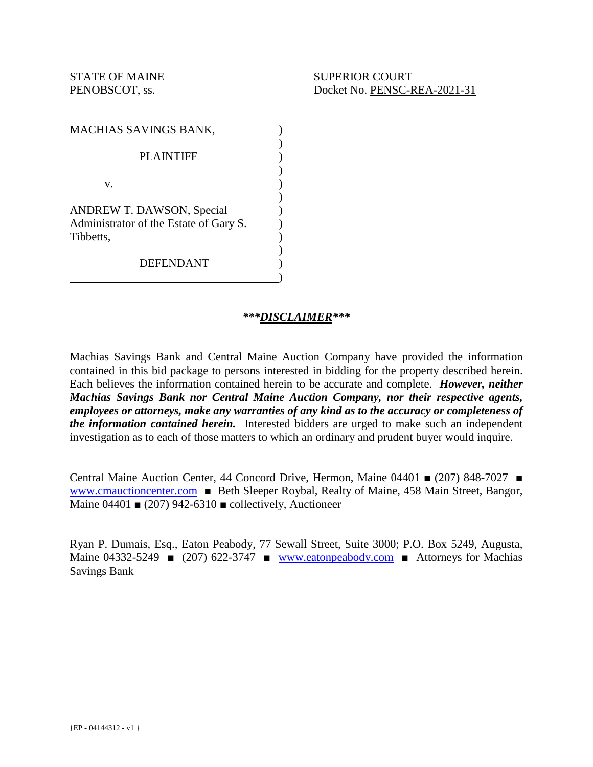STATE OF MAINE
PENOBSCOT, ss.

SUPERIOR COURT
Docket No. PENSC-REA-2021-31

MACHIAS SAVINGS BANK,

PLAINTIFF

v.

ANDREW T. DAWSON, Special Administrator of the Estate of Gary S. Tibbetts,

DEFENDANT

## ***<u>DISCLAIMER</u>***

Machias Savings Bank and Central Maine Auction Company have provided the information contained in this bid package to persons interested in bidding for the property described herein. Each believes the information contained herein to be accurate and complete. ***However, neither Machias Savings Bank nor Central Maine Auction Company, nor their respective agents, employees or attorneys, make any warranties of any kind as to the accuracy or completeness of the information contained herein.*** Interested bidders are urged to make such an independent investigation as to each of those matters to which an ordinary and prudent buyer would inquire.

Central Maine Auction Center, 44 Concord Drive, Hermon, Maine 04401 ■ (207) 848-7027 ■ www.cmauctioncenter.com ■ Beth Sleeper Roybal, Realty of Maine, 458 Main Street, Bangor, Maine 04401 ■ (207) 942-6310 ■ collectively, Auctioneer

Ryan P. Dumais, Esq., Eaton Peabody, 77 Sewall Street, Suite 3000; P.O. Box 5249, Augusta, Maine 04332-5249 ■ (207) 622-3747 ■ www.eatonpeabody.com ■ Attorneys for Machias Savings Bank

{EP - 04144312 - v1 }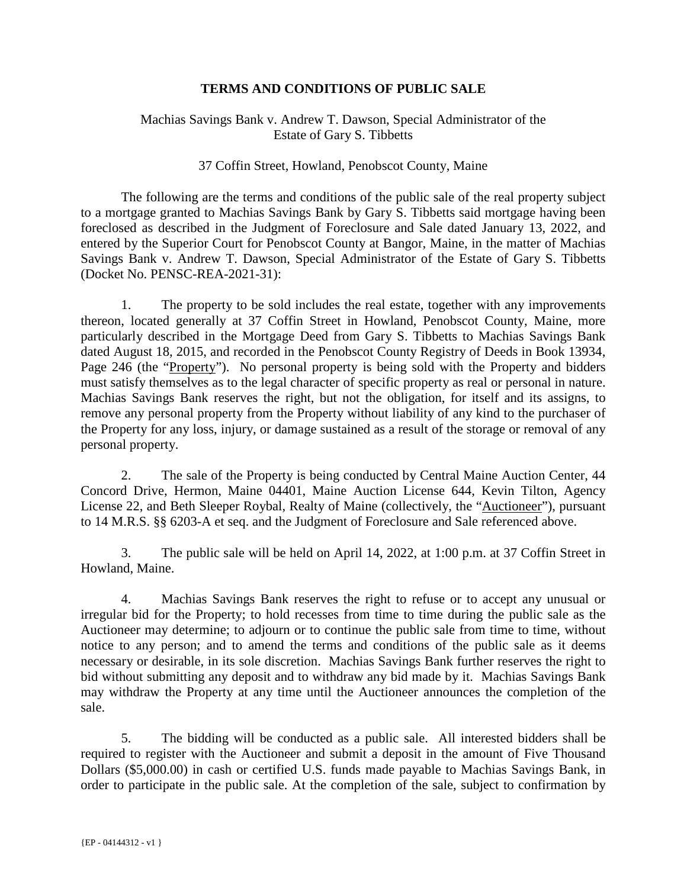**TERMS AND CONDITIONS OF PUBLIC SALE**

Machias Savings Bank v. Andrew T. Dawson, Special Administrator of the Estate of Gary S. Tibbetts

37 Coffin Street, Howland, Penobscot County, Maine

The following are the terms and conditions of the public sale of the real property subject to a mortgage granted to Machias Savings Bank by Gary S. Tibbetts said mortgage having been foreclosed as described in the Judgment of Foreclosure and Sale dated January 13, 2022, and entered by the Superior Court for Penobscot County at Bangor, Maine, in the matter of Machias Savings Bank v. Andrew T. Dawson, Special Administrator of the Estate of Gary S. Tibbetts (Docket No. PENSC-REA-2021-31):

1. The property to be sold includes the real estate, together with any improvements thereon, located generally at 37 Coffin Street in Howland, Penobscot County, Maine, more particularly described in the Mortgage Deed from Gary S. Tibbetts to Machias Savings Bank dated August 18, 2015, and recorded in the Penobscot County Registry of Deeds in Book 13934, Page 246 (the "Property"). No personal property is being sold with the Property and bidders must satisfy themselves as to the legal character of specific property as real or personal in nature. Machias Savings Bank reserves the right, but not the obligation, for itself and its assigns, to remove any personal property from the Property without liability of any kind to the purchaser of the Property for any loss, injury, or damage sustained as a result of the storage or removal of any personal property.

2. The sale of the Property is being conducted by Central Maine Auction Center, 44 Concord Drive, Hermon, Maine 04401, Maine Auction License 644, Kevin Tilton, Agency License 22, and Beth Sleeper Roybal, Realty of Maine (collectively, the "Auctioneer"), pursuant to 14 M.R.S. §§ 6203-A et seq. and the Judgment of Foreclosure and Sale referenced above.

3. The public sale will be held on April 14, 2022, at 1:00 p.m. at 37 Coffin Street in Howland, Maine.

4. Machias Savings Bank reserves the right to refuse or to accept any unusual or irregular bid for the Property; to hold recesses from time to time during the public sale as the Auctioneer may determine; to adjourn or to continue the public sale from time to time, without notice to any person; and to amend the terms and conditions of the public sale as it deems necessary or desirable, in its sole discretion. Machias Savings Bank further reserves the right to bid without submitting any deposit and to withdraw any bid made by it. Machias Savings Bank may withdraw the Property at any time until the Auctioneer announces the completion of the sale.

5. The bidding will be conducted as a public sale. All interested bidders shall be required to register with the Auctioneer and submit a deposit in the amount of Five Thousand Dollars ($5,000.00) in cash or certified U.S. funds made payable to Machias Savings Bank, in order to participate in the public sale. At the completion of the sale, subject to confirmation by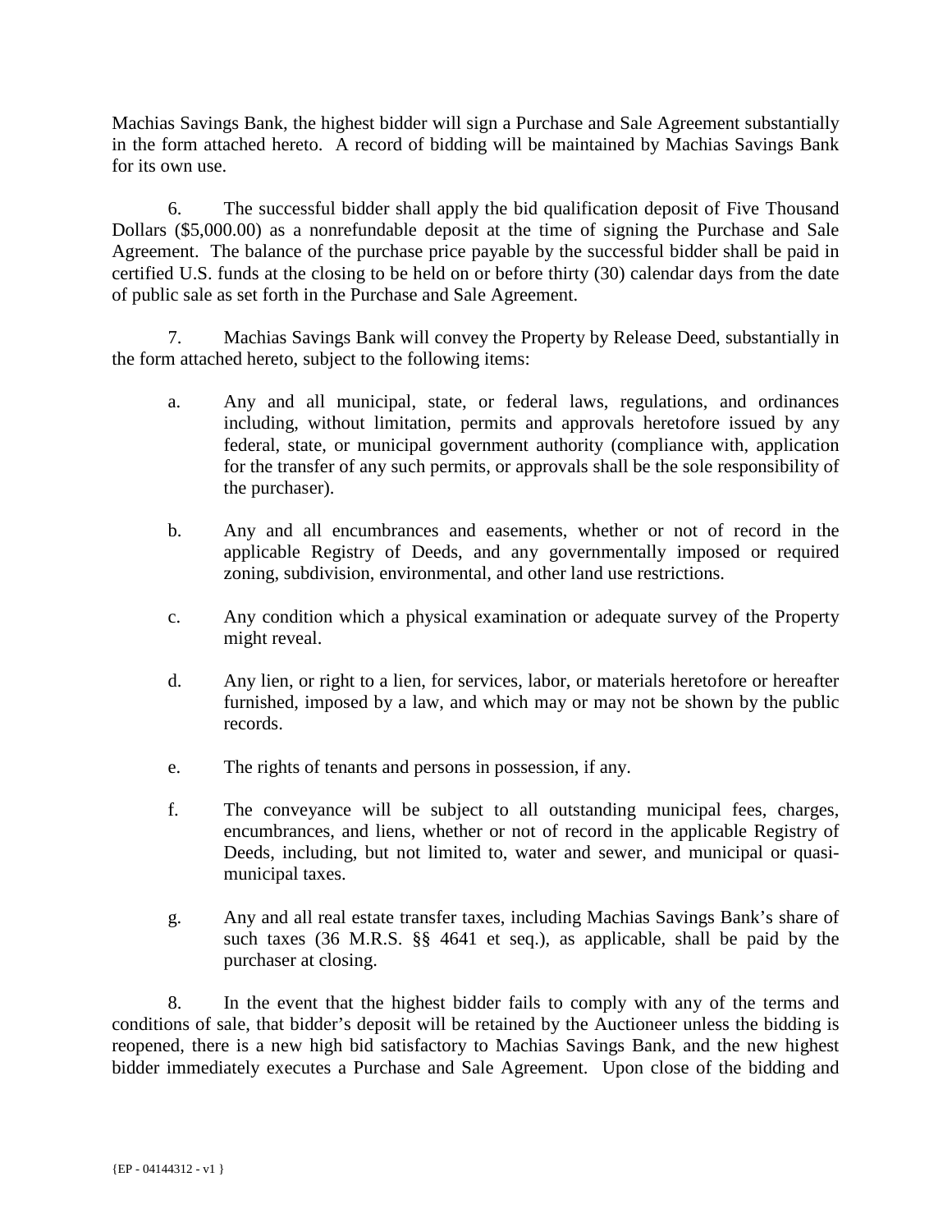Machias Savings Bank, the highest bidder will sign a Purchase and Sale Agreement substantially in the form attached hereto. A record of bidding will be maintained by Machias Savings Bank for its own use.

6. The successful bidder shall apply the bid qualification deposit of Five Thousand Dollars ($5,000.00) as a nonrefundable deposit at the time of signing the Purchase and Sale Agreement. The balance of the purchase price payable by the successful bidder shall be paid in certified U.S. funds at the closing to be held on or before thirty (30) calendar days from the date of public sale as set forth in the Purchase and Sale Agreement.

7. Machias Savings Bank will convey the Property by Release Deed, substantially in the form attached hereto, subject to the following items:

a. Any and all municipal, state, or federal laws, regulations, and ordinances including, without limitation, permits and approvals heretofore issued by any federal, state, or municipal government authority (compliance with, application for the transfer of any such permits, or approvals shall be the sole responsibility of the purchaser).

b. Any and all encumbrances and easements, whether or not of record in the applicable Registry of Deeds, and any governmentally imposed or required zoning, subdivision, environmental, and other land use restrictions.

c. Any condition which a physical examination or adequate survey of the Property might reveal.

d. Any lien, or right to a lien, for services, labor, or materials heretofore or hereafter furnished, imposed by a law, and which may or may not be shown by the public records.

e. The rights of tenants and persons in possession, if any.

f. The conveyance will be subject to all outstanding municipal fees, charges, encumbrances, and liens, whether or not of record in the applicable Registry of Deeds, including, but not limited to, water and sewer, and municipal or quasi-municipal taxes.

g. Any and all real estate transfer taxes, including Machias Savings Bank's share of such taxes (36 M.R.S. §§ 4641 et seq.), as applicable, shall be paid by the purchaser at closing.

8. In the event that the highest bidder fails to comply with any of the terms and conditions of sale, that bidder's deposit will be retained by the Auctioneer unless the bidding is reopened, there is a new high bid satisfactory to Machias Savings Bank, and the new highest bidder immediately executes a Purchase and Sale Agreement. Upon close of the bidding and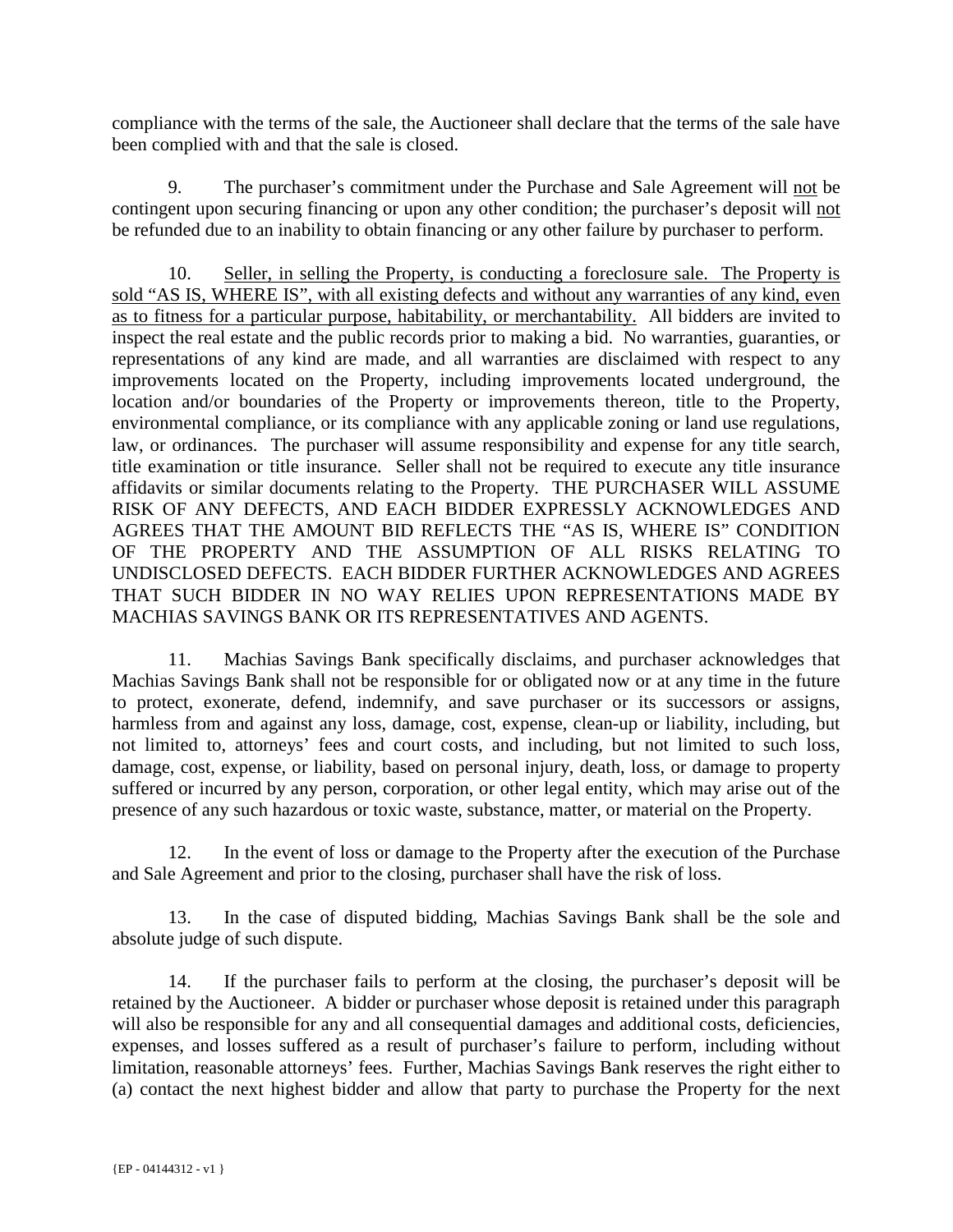compliance with the terms of the sale, the Auctioneer shall declare that the terms of the sale have been complied with and that the sale is closed.

9. The purchaser's commitment under the Purchase and Sale Agreement will not be contingent upon securing financing or upon any other condition; the purchaser's deposit will not be refunded due to an inability to obtain financing or any other failure by purchaser to perform.

10. Seller, in selling the Property, is conducting a foreclosure sale. The Property is sold "AS IS, WHERE IS", with all existing defects and without any warranties of any kind, even as to fitness for a particular purpose, habitability, or merchantability. All bidders are invited to inspect the real estate and the public records prior to making a bid. No warranties, guaranties, or representations of any kind are made, and all warranties are disclaimed with respect to any improvements located on the Property, including improvements located underground, the location and/or boundaries of the Property or improvements thereon, title to the Property, environmental compliance, or its compliance with any applicable zoning or land use regulations, law, or ordinances. The purchaser will assume responsibility and expense for any title search, title examination or title insurance. Seller shall not be required to execute any title insurance affidavits or similar documents relating to the Property. THE PURCHASER WILL ASSUME RISK OF ANY DEFECTS, AND EACH BIDDER EXPRESSLY ACKNOWLEDGES AND AGREES THAT THE AMOUNT BID REFLECTS THE "AS IS, WHERE IS" CONDITION OF THE PROPERTY AND THE ASSUMPTION OF ALL RISKS RELATING TO UNDISCLOSED DEFECTS. EACH BIDDER FURTHER ACKNOWLEDGES AND AGREES THAT SUCH BIDDER IN NO WAY RELIES UPON REPRESENTATIONS MADE BY MACHIAS SAVINGS BANK OR ITS REPRESENTATIVES AND AGENTS.

11. Machias Savings Bank specifically disclaims, and purchaser acknowledges that Machias Savings Bank shall not be responsible for or obligated now or at any time in the future to protect, exonerate, defend, indemnify, and save purchaser or its successors or assigns, harmless from and against any loss, damage, cost, expense, clean-up or liability, including, but not limited to, attorneys' fees and court costs, and including, but not limited to such loss, damage, cost, expense, or liability, based on personal injury, death, loss, or damage to property suffered or incurred by any person, corporation, or other legal entity, which may arise out of the presence of any such hazardous or toxic waste, substance, matter, or material on the Property.

12. In the event of loss or damage to the Property after the execution of the Purchase and Sale Agreement and prior to the closing, purchaser shall have the risk of loss.

13. In the case of disputed bidding, Machias Savings Bank shall be the sole and absolute judge of such dispute.

14. If the purchaser fails to perform at the closing, the purchaser's deposit will be retained by the Auctioneer. A bidder or purchaser whose deposit is retained under this paragraph will also be responsible for any and all consequential damages and additional costs, deficiencies, expenses, and losses suffered as a result of purchaser's failure to perform, including without limitation, reasonable attorneys' fees. Further, Machias Savings Bank reserves the right either to (a) contact the next highest bidder and allow that party to purchase the Property for the next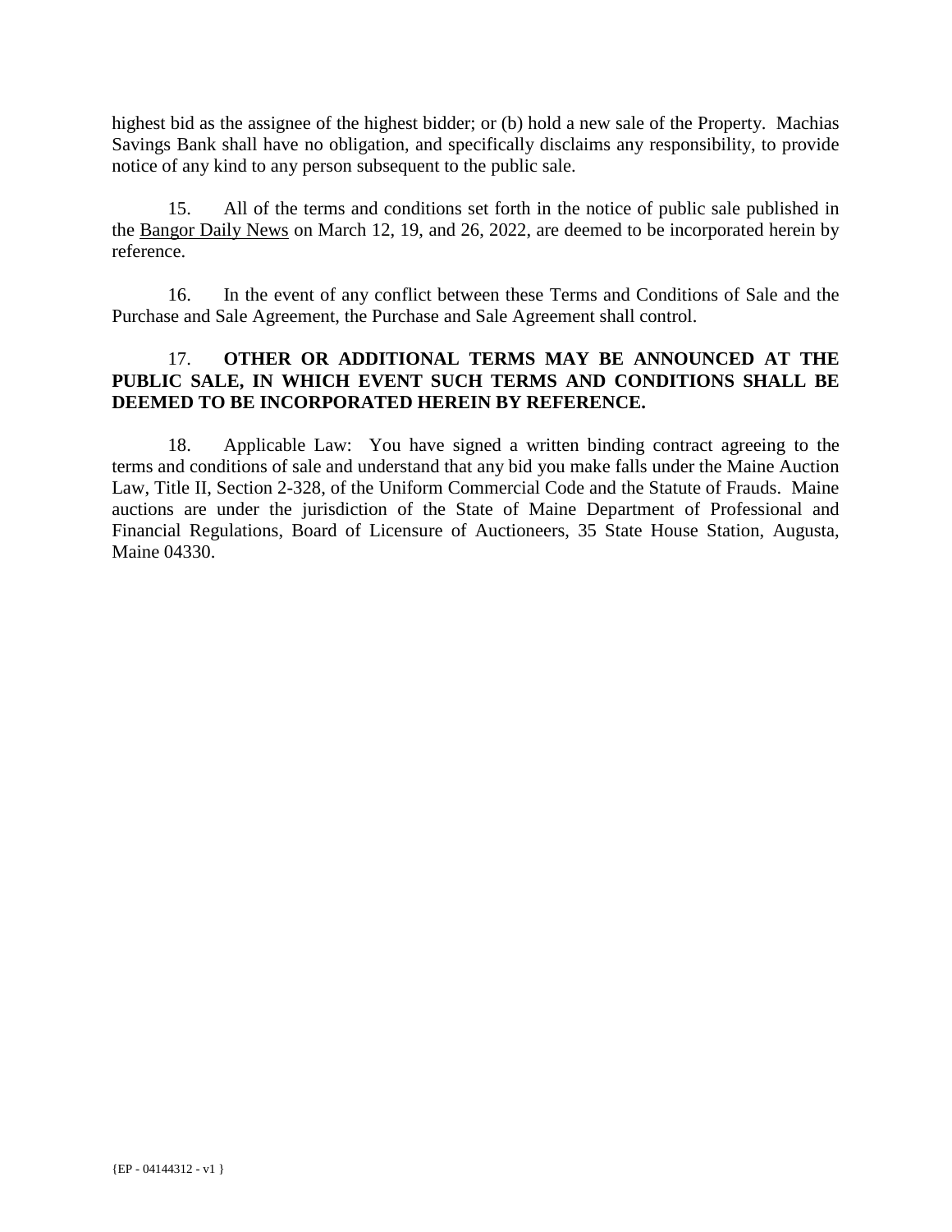highest bid as the assignee of the highest bidder; or (b) hold a new sale of the Property. Machias Savings Bank shall have no obligation, and specifically disclaims any responsibility, to provide notice of any kind to any person subsequent to the public sale.

15. All of the terms and conditions set forth in the notice of public sale published in the <u>Bangor Daily News</u> on March 12, 19, and 26, 2022, are deemed to be incorporated herein by reference.

16. In the event of any conflict between these Terms and Conditions of Sale and the Purchase and Sale Agreement, the Purchase and Sale Agreement shall control.

17. **OTHER OR ADDITIONAL TERMS MAY BE ANNOUNCED AT THE PUBLIC SALE, IN WHICH EVENT SUCH TERMS AND CONDITIONS SHALL BE DEEMED TO BE INCORPORATED HEREIN BY REFERENCE.**

18. Applicable Law: You have signed a written binding contract agreeing to the terms and conditions of sale and understand that any bid you make falls under the Maine Auction Law, Title II, Section 2-328, of the Uniform Commercial Code and the Statute of Frauds. Maine auctions are under the jurisdiction of the State of Maine Department of Professional and Financial Regulations, Board of Licensure of Auctioneers, 35 State House Station, Augusta, Maine 04330.

{EP - 04144312 - v1 }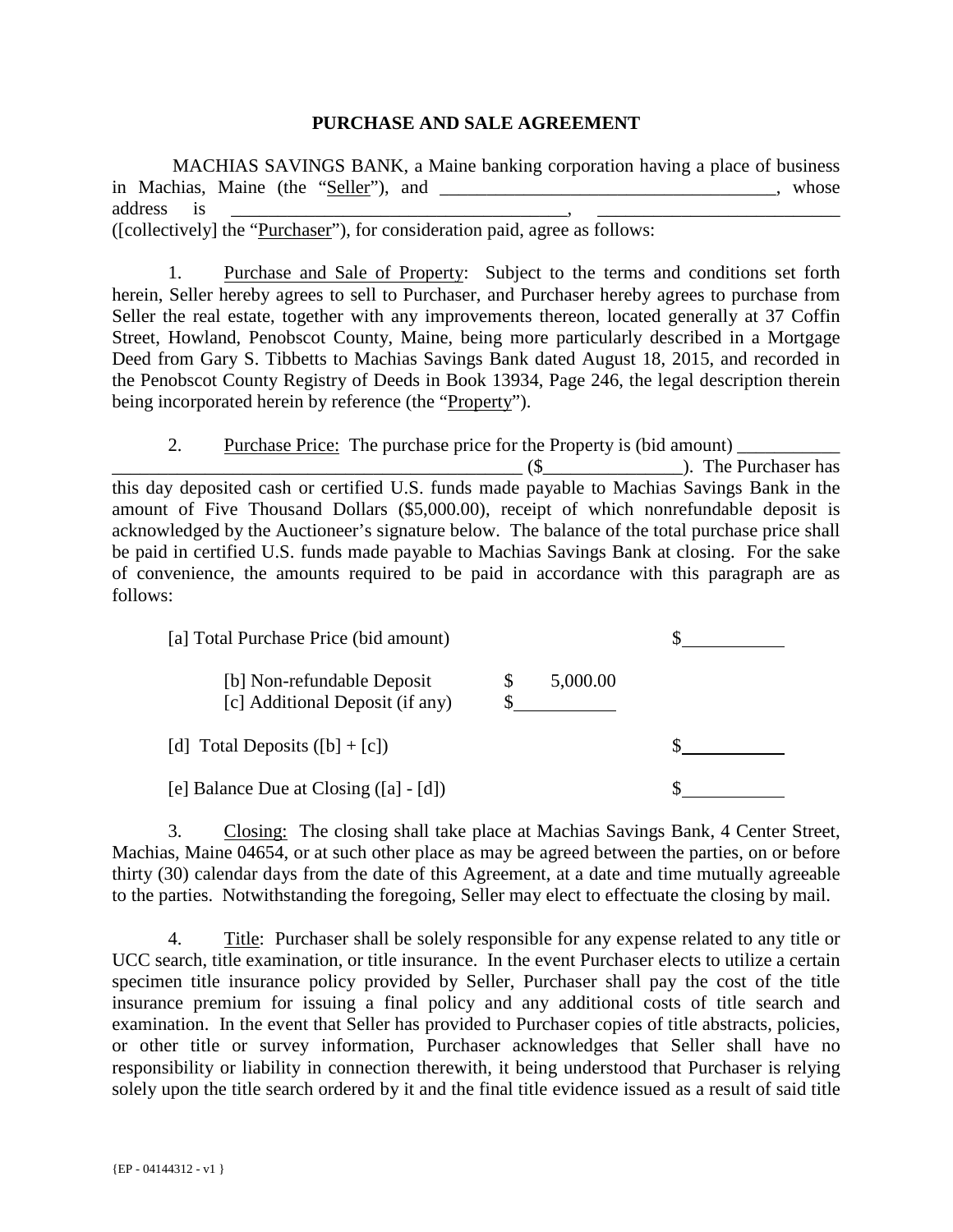# PURCHASE AND SALE AGREEMENT

MACHIAS SAVINGS BANK, a Maine banking corporation having a place of business in Machias, Maine (the "Seller"), and \_\_\_\_\_\_\_\_\_\_\_\_\_\_\_\_\_\_\_\_\_\_\_\_\_\_\_\_\_\_\_\_\_\_\_\_\_, whose address is \_\_\_\_\_\_\_\_\_\_\_\_\_\_\_\_\_\_\_\_\_\_\_\_\_\_\_\_\_\_\_\_\_\_\_\_\_, \_\_\_\_\_\_\_\_\_\_\_\_\_\_\_\_\_\_\_\_\_\_\_\_\_\_\_ ([collectively] the "Purchaser"), for consideration paid, agree as follows:

1. Purchase and Sale of Property: Subject to the terms and conditions set forth herein, Seller hereby agrees to sell to Purchaser, and Purchaser hereby agrees to purchase from Seller the real estate, together with any improvements thereon, located generally at 37 Coffin Street, Howland, Penobscot County, Maine, being more particularly described in a Mortgage Deed from Gary S. Tibbetts to Machias Savings Bank dated August 18, 2015, and recorded in the Penobscot County Registry of Deeds in Book 13934, Page 246, the legal description therein being incorporated herein by reference (the "Property").

2. Purchase Price: The purchase price for the Property is (bid amount) \_\_\_\_\_\_\_\_\_\_\_\_\_\_\_\_\_\_\_\_\_\_\_\_\_\_\_\_\_\_\_\_\_\_\_\_\_\_\_\_\_\_\_\_\_\_\_\_\_\_\_\_\_\_\_\_ ($\_\_\_\_\_\_\_\_\_\_\_\_\_\_\_). The Purchaser has this day deposited cash or certified U.S. funds made payable to Machias Savings Bank in the amount of Five Thousand Dollars ($5,000.00), receipt of which nonrefundable deposit is acknowledged by the Auctioneer's signature below. The balance of the total purchase price shall be paid in certified U.S. funds made payable to Machias Savings Bank at closing. For the sake of convenience, the amounts required to be paid in accordance with this paragraph are as follows:

| | | |
|---|---|---|
| [a] Total Purchase Price (bid amount) | | $\_\_\_\_\_\_\_\_\_\_ |
| [b] Non-refundable Deposit | $ 5,000.00 | |
| [c] Additional Deposit (if any) | $\_\_\_\_\_\_\_\_\_\_ | |
| [d] Total Deposits ([b] + [c]) | | $\_\_\_\_\_\_\_\_\_\_ |
| [e] Balance Due at Closing ([a] - [d]) | | $\_\_\_\_\_\_\_\_\_\_ |

3. Closing: The closing shall take place at Machias Savings Bank, 4 Center Street, Machias, Maine 04654, or at such other place as may be agreed between the parties, on or before thirty (30) calendar days from the date of this Agreement, at a date and time mutually agreeable to the parties. Notwithstanding the foregoing, Seller may elect to effectuate the closing by mail.

4. Title: Purchaser shall be solely responsible for any expense related to any title or UCC search, title examination, or title insurance. In the event Purchaser elects to utilize a certain specimen title insurance policy provided by Seller, Purchaser shall pay the cost of the title insurance premium for issuing a final policy and any additional costs of title search and examination. In the event that Seller has provided to Purchaser copies of title abstracts, policies, or other title or survey information, Purchaser acknowledges that Seller shall have no responsibility or liability in connection therewith, it being understood that Purchaser is relying solely upon the title search ordered by it and the final title evidence issued as a result of said title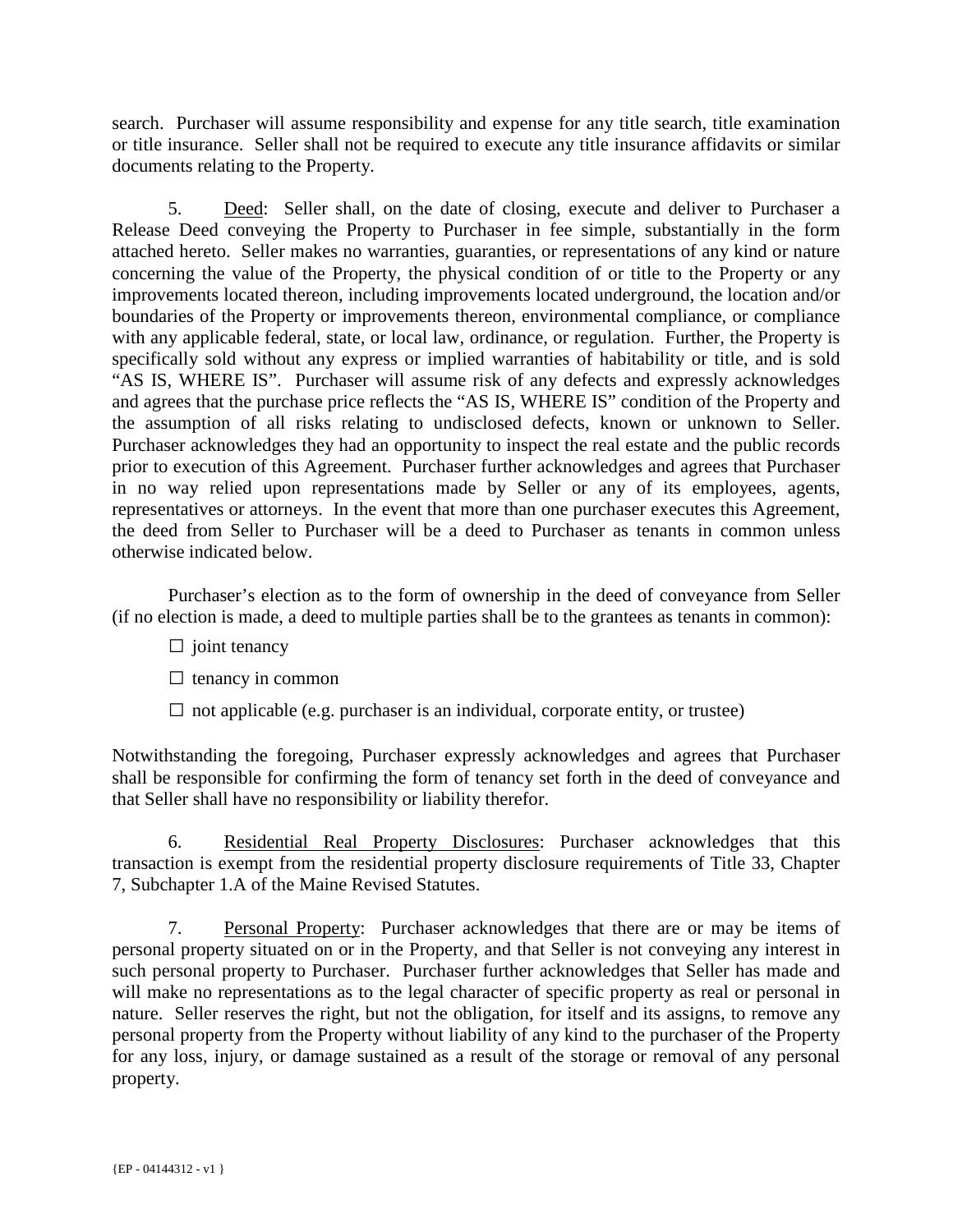search. Purchaser will assume responsibility and expense for any title search, title examination or title insurance. Seller shall not be required to execute any title insurance affidavits or similar documents relating to the Property.

5. Deed: Seller shall, on the date of closing, execute and deliver to Purchaser a Release Deed conveying the Property to Purchaser in fee simple, substantially in the form attached hereto. Seller makes no warranties, guaranties, or representations of any kind or nature concerning the value of the Property, the physical condition of or title to the Property or any improvements located thereon, including improvements located underground, the location and/or boundaries of the Property or improvements thereon, environmental compliance, or compliance with any applicable federal, state, or local law, ordinance, or regulation. Further, the Property is specifically sold without any express or implied warranties of habitability or title, and is sold "AS IS, WHERE IS". Purchaser will assume risk of any defects and expressly acknowledges and agrees that the purchase price reflects the "AS IS, WHERE IS" condition of the Property and the assumption of all risks relating to undisclosed defects, known or unknown to Seller. Purchaser acknowledges they had an opportunity to inspect the real estate and the public records prior to execution of this Agreement. Purchaser further acknowledges and agrees that Purchaser in no way relied upon representations made by Seller or any of its employees, agents, representatives or attorneys. In the event that more than one purchaser executes this Agreement, the deed from Seller to Purchaser will be a deed to Purchaser as tenants in common unless otherwise indicated below.

Purchaser's election as to the form of ownership in the deed of conveyance from Seller (if no election is made, a deed to multiple parties shall be to the grantees as tenants in common):

☐ joint tenancy

☐ tenancy in common

☐ not applicable (e.g. purchaser is an individual, corporate entity, or trustee)

Notwithstanding the foregoing, Purchaser expressly acknowledges and agrees that Purchaser shall be responsible for confirming the form of tenancy set forth in the deed of conveyance and that Seller shall have no responsibility or liability therefor.

6. Residential Real Property Disclosures: Purchaser acknowledges that this transaction is exempt from the residential property disclosure requirements of Title 33, Chapter 7, Subchapter 1.A of the Maine Revised Statutes.

7. Personal Property: Purchaser acknowledges that there are or may be items of personal property situated on or in the Property, and that Seller is not conveying any interest in such personal property to Purchaser. Purchaser further acknowledges that Seller has made and will make no representations as to the legal character of specific property as real or personal in nature. Seller reserves the right, but not the obligation, for itself and its assigns, to remove any personal property from the Property without liability of any kind to the purchaser of the Property for any loss, injury, or damage sustained as a result of the storage or removal of any personal property.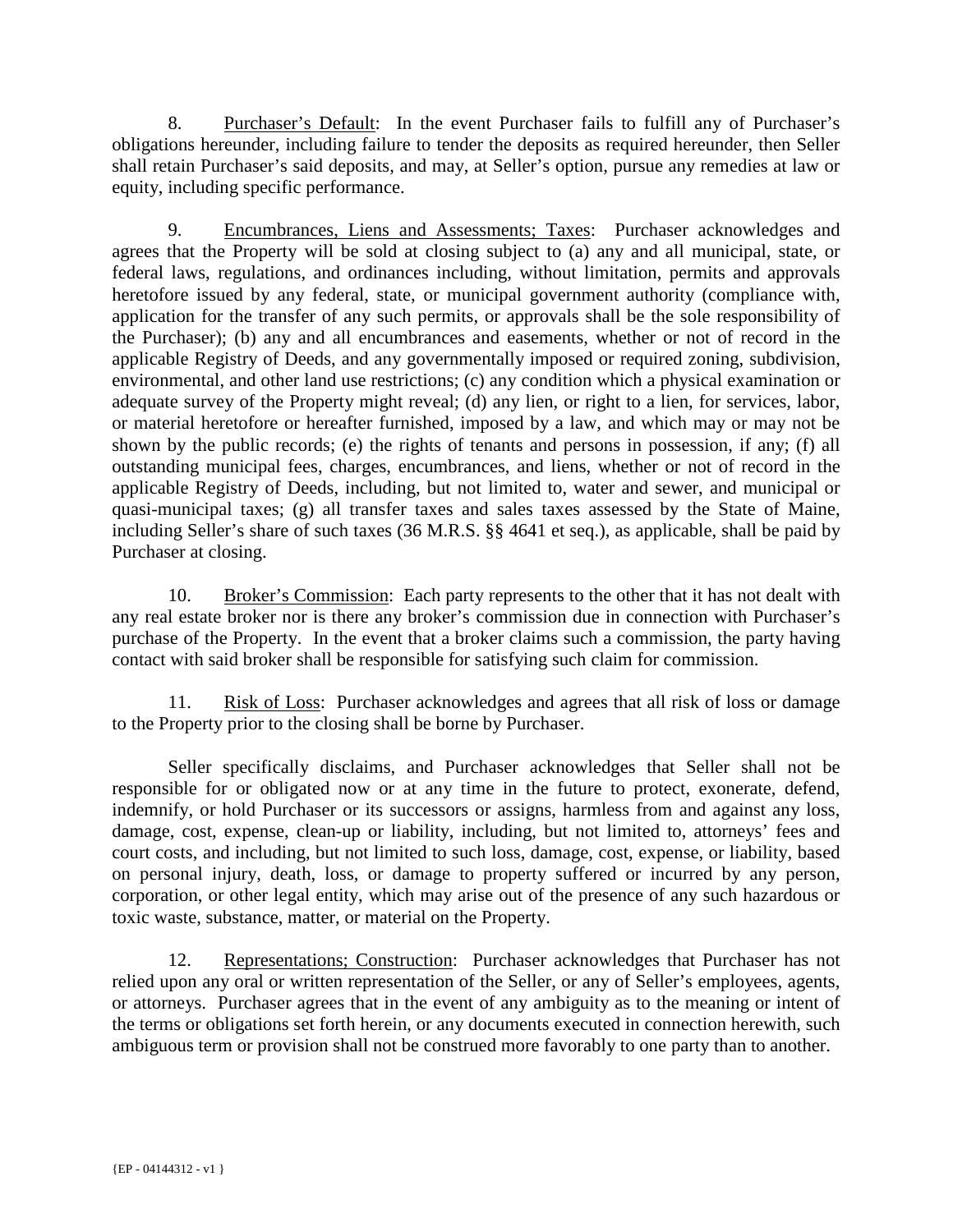8. Purchaser's Default: In the event Purchaser fails to fulfill any of Purchaser's obligations hereunder, including failure to tender the deposits as required hereunder, then Seller shall retain Purchaser's said deposits, and may, at Seller's option, pursue any remedies at law or equity, including specific performance.

9. Encumbrances, Liens and Assessments; Taxes: Purchaser acknowledges and agrees that the Property will be sold at closing subject to (a) any and all municipal, state, or federal laws, regulations, and ordinances including, without limitation, permits and approvals heretofore issued by any federal, state, or municipal government authority (compliance with, application for the transfer of any such permits, or approvals shall be the sole responsibility of the Purchaser); (b) any and all encumbrances and easements, whether or not of record in the applicable Registry of Deeds, and any governmentally imposed or required zoning, subdivision, environmental, and other land use restrictions; (c) any condition which a physical examination or adequate survey of the Property might reveal; (d) any lien, or right to a lien, for services, labor, or material heretofore or hereafter furnished, imposed by a law, and which may or may not be shown by the public records; (e) the rights of tenants and persons in possession, if any; (f) all outstanding municipal fees, charges, encumbrances, and liens, whether or not of record in the applicable Registry of Deeds, including, but not limited to, water and sewer, and municipal or quasi-municipal taxes; (g) all transfer taxes and sales taxes assessed by the State of Maine, including Seller's share of such taxes (36 M.R.S. §§ 4641 et seq.), as applicable, shall be paid by Purchaser at closing.

10. Broker's Commission: Each party represents to the other that it has not dealt with any real estate broker nor is there any broker's commission due in connection with Purchaser's purchase of the Property. In the event that a broker claims such a commission, the party having contact with said broker shall be responsible for satisfying such claim for commission.

11. Risk of Loss: Purchaser acknowledges and agrees that all risk of loss or damage to the Property prior to the closing shall be borne by Purchaser.

Seller specifically disclaims, and Purchaser acknowledges that Seller shall not be responsible for or obligated now or at any time in the future to protect, exonerate, defend, indemnify, or hold Purchaser or its successors or assigns, harmless from and against any loss, damage, cost, expense, clean-up or liability, including, but not limited to, attorneys' fees and court costs, and including, but not limited to such loss, damage, cost, expense, or liability, based on personal injury, death, loss, or damage to property suffered or incurred by any person, corporation, or other legal entity, which may arise out of the presence of any such hazardous or toxic waste, substance, matter, or material on the Property.

12. Representations; Construction: Purchaser acknowledges that Purchaser has not relied upon any oral or written representation of the Seller, or any of Seller's employees, agents, or attorneys. Purchaser agrees that in the event of any ambiguity as to the meaning or intent of the terms or obligations set forth herein, or any documents executed in connection herewith, such ambiguous term or provision shall not be construed more favorably to one party than to another.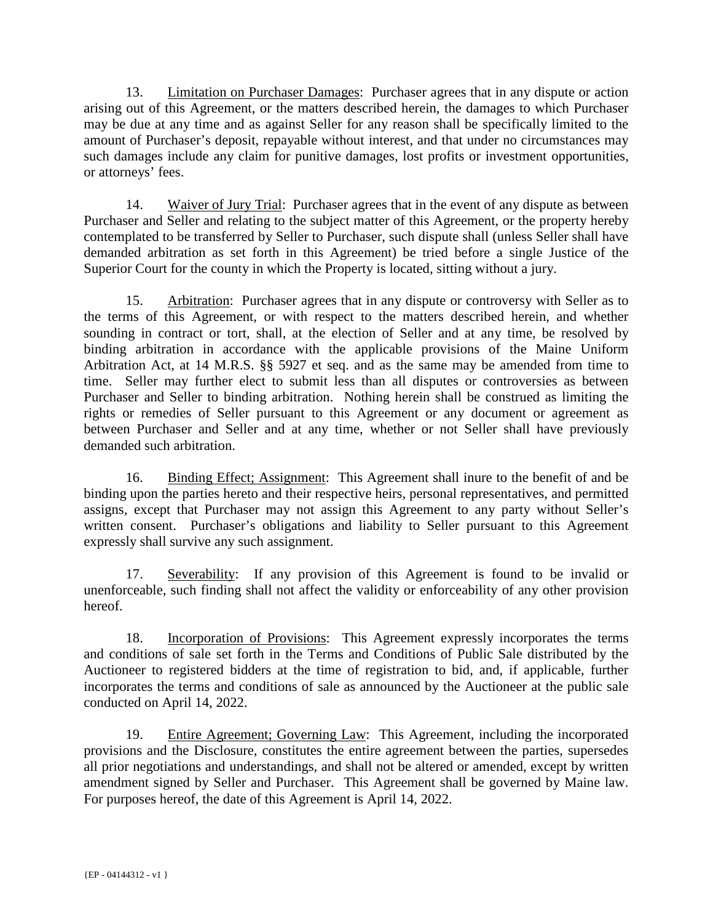13. Limitation on Purchaser Damages: Purchaser agrees that in any dispute or action arising out of this Agreement, or the matters described herein, the damages to which Purchaser may be due at any time and as against Seller for any reason shall be specifically limited to the amount of Purchaser's deposit, repayable without interest, and that under no circumstances may such damages include any claim for punitive damages, lost profits or investment opportunities, or attorneys' fees.

14. Waiver of Jury Trial: Purchaser agrees that in the event of any dispute as between Purchaser and Seller and relating to the subject matter of this Agreement, or the property hereby contemplated to be transferred by Seller to Purchaser, such dispute shall (unless Seller shall have demanded arbitration as set forth in this Agreement) be tried before a single Justice of the Superior Court for the county in which the Property is located, sitting without a jury.

15. Arbitration: Purchaser agrees that in any dispute or controversy with Seller as to the terms of this Agreement, or with respect to the matters described herein, and whether sounding in contract or tort, shall, at the election of Seller and at any time, be resolved by binding arbitration in accordance with the applicable provisions of the Maine Uniform Arbitration Act, at 14 M.R.S. §§ 5927 et seq. and as the same may be amended from time to time. Seller may further elect to submit less than all disputes or controversies as between Purchaser and Seller to binding arbitration. Nothing herein shall be construed as limiting the rights or remedies of Seller pursuant to this Agreement or any document or agreement as between Purchaser and Seller and at any time, whether or not Seller shall have previously demanded such arbitration.

16. Binding Effect; Assignment: This Agreement shall inure to the benefit of and be binding upon the parties hereto and their respective heirs, personal representatives, and permitted assigns, except that Purchaser may not assign this Agreement to any party without Seller's written consent. Purchaser's obligations and liability to Seller pursuant to this Agreement expressly shall survive any such assignment.

17. Severability: If any provision of this Agreement is found to be invalid or unenforceable, such finding shall not affect the validity or enforceability of any other provision hereof.

18. Incorporation of Provisions: This Agreement expressly incorporates the terms and conditions of sale set forth in the Terms and Conditions of Public Sale distributed by the Auctioneer to registered bidders at the time of registration to bid, and, if applicable, further incorporates the terms and conditions of sale as announced by the Auctioneer at the public sale conducted on April 14, 2022.

19. Entire Agreement; Governing Law: This Agreement, including the incorporated provisions and the Disclosure, constitutes the entire agreement between the parties, supersedes all prior negotiations and understandings, and shall not be altered or amended, except by written amendment signed by Seller and Purchaser. This Agreement shall be governed by Maine law. For purposes hereof, the date of this Agreement is April 14, 2022.

{EP - 04144312 - v1 }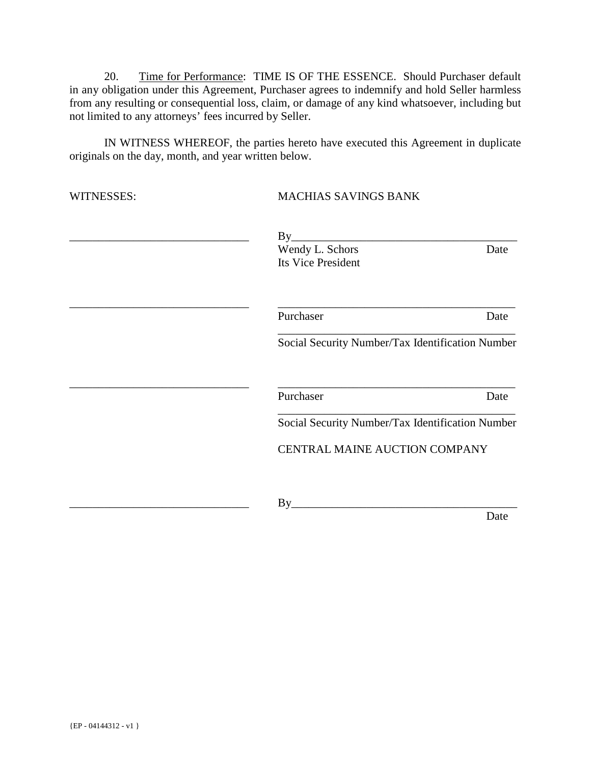20. Time for Performance: TIME IS OF THE ESSENCE. Should Purchaser default in any obligation under this Agreement, Purchaser agrees to indemnify and hold Seller harmless from any resulting or consequential loss, claim, or damage of any kind whatsoever, including but not limited to any attorneys' fees incurred by Seller.

IN WITNESS WHEREOF, the parties hereto have executed this Agreement in duplicate originals on the day, month, and year written below.

WITNESSES: MACHIAS SAVINGS BANK

_______________________________ By_______________________________________
Wendy L. Schors Date
Its Vice President

_______________________________ __________________________________________
Purchaser Date
__________________________________________
Social Security Number/Tax Identification Number

_______________________________ __________________________________________
Purchaser Date
__________________________________________
Social Security Number/Tax Identification Number

CENTRAL MAINE AUCTION COMPANY

_______________________________ By_______________________________________
Date

{EP - 04144312 - v1 }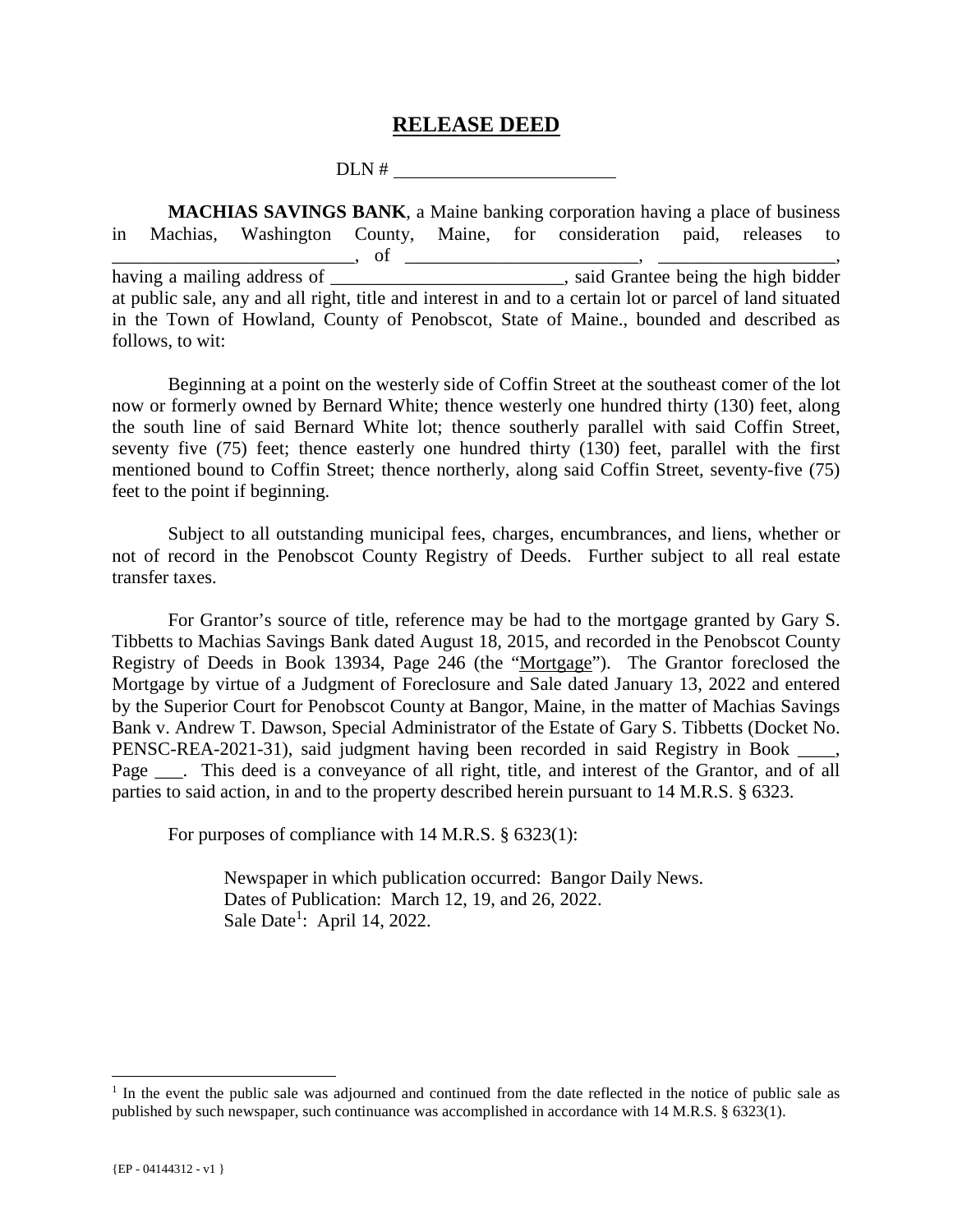# RELEASE DEED

DLN # ________________________

**MACHIAS SAVINGS BANK**, a Maine banking corporation having a place of business in Machias, Washington County, Maine, for consideration paid, releases to __________________________, of _________________________, ___________________, having a mailing address of _________________________, said Grantee being the high bidder at public sale, any and all right, title and interest in and to a certain lot or parcel of land situated in the Town of Howland, County of Penobscot, State of Maine., bounded and described as follows, to wit:

Beginning at a point on the westerly side of Coffin Street at the southeast comer of the lot now or formerly owned by Bernard White; thence westerly one hundred thirty (130) feet, along the south line of said Bernard White lot; thence southerly parallel with said Coffin Street, seventy five (75) feet; thence easterly one hundred thirty (130) feet, parallel with the first mentioned bound to Coffin Street; thence northerly, along said Coffin Street, seventy-five (75) feet to the point if beginning.

Subject to all outstanding municipal fees, charges, encumbrances, and liens, whether or not of record in the Penobscot County Registry of Deeds. Further subject to all real estate transfer taxes.

For Grantor's source of title, reference may be had to the mortgage granted by Gary S. Tibbetts to Machias Savings Bank dated August 18, 2015, and recorded in the Penobscot County Registry of Deeds in Book 13934, Page 246 (the "Mortgage"). The Grantor foreclosed the Mortgage by virtue of a Judgment of Foreclosure and Sale dated January 13, 2022 and entered by the Superior Court for Penobscot County at Bangor, Maine, in the matter of Machias Savings Bank v. Andrew T. Dawson, Special Administrator of the Estate of Gary S. Tibbetts (Docket No. PENSC-REA-2021-31), said judgment having been recorded in said Registry in Book ____, Page ___. This deed is a conveyance of all right, title, and interest of the Grantor, and of all parties to said action, in and to the property described herein pursuant to 14 M.R.S. § 6323.

For purposes of compliance with 14 M.R.S. § 6323(1):

Newspaper in which publication occurred: Bangor Daily News.
Dates of Publication: March 12, 19, and 26, 2022.
Sale Date[1]: April 14, 2022.

[1] In the event the public sale was adjourned and continued from the date reflected in the notice of public sale as published by such newspaper, such continuance was accomplished in accordance with 14 M.R.S. § 6323(1).

{EP - 04144312 - v1 }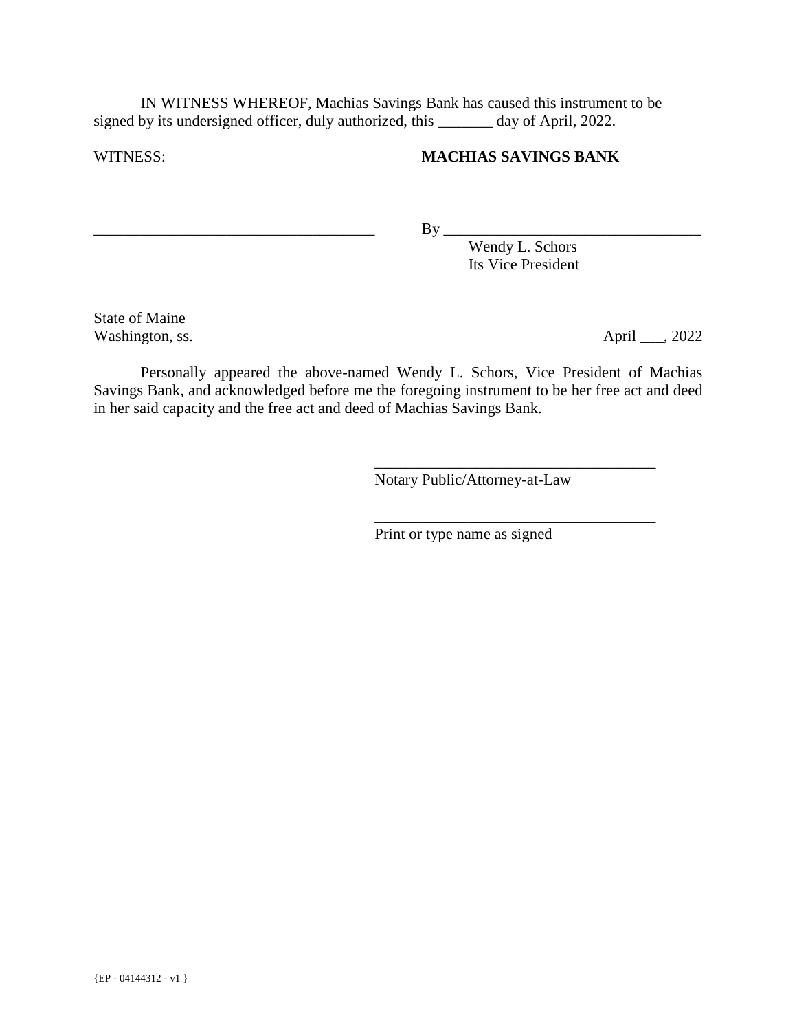IN WITNESS WHEREOF, Machias Savings Bank has caused this instrument to be signed by its undersigned officer, duly authorized, this _______ day of April, 2022.

WITNESS: **MACHIAS SAVINGS BANK**

____________________________________ By _________________________________

Wendy L. Schors
Its Vice President

State of Maine
Washington, ss. April ___, 2022

Personally appeared the above-named Wendy L. Schors, Vice President of Machias Savings Bank, and acknowledged before me the foregoing instrument to be her free act and deed in her said capacity and the free act and deed of Machias Savings Bank.

____________________________________
Notary Public/Attorney-at-Law

____________________________________
Print or type name as signed

{EP - 04144312 - v1 }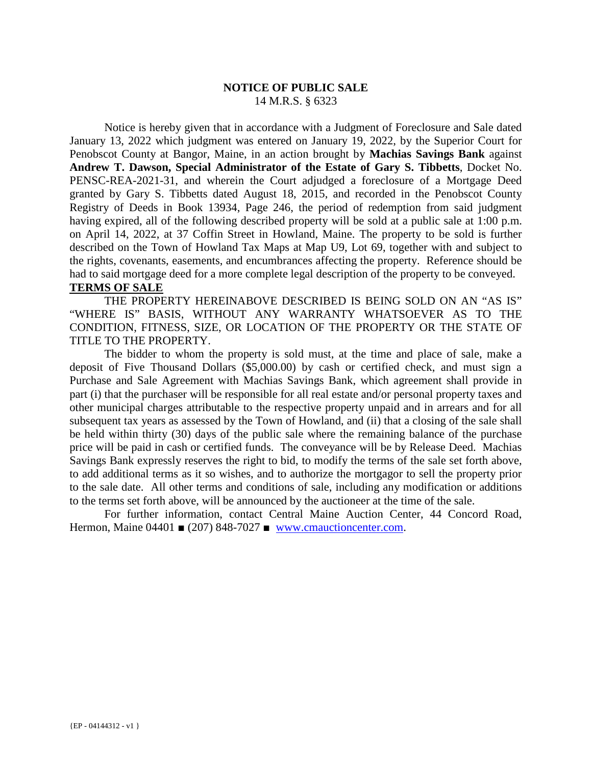# NOTICE OF PUBLIC SALE

14 M.R.S. § 6323

Notice is hereby given that in accordance with a Judgment of Foreclosure and Sale dated January 13, 2022 which judgment was entered on January 19, 2022, by the Superior Court for Penobscot County at Bangor, Maine, in an action brought by **Machias Savings Bank** against **Andrew T. Dawson, Special Administrator of the Estate of Gary S. Tibbetts**, Docket No. PENSC-REA-2021-31, and wherein the Court adjudged a foreclosure of a Mortgage Deed granted by Gary S. Tibbetts dated August 18, 2015, and recorded in the Penobscot County Registry of Deeds in Book 13934, Page 246, the period of redemption from said judgment having expired, all of the following described property will be sold at a public sale at 1:00 p.m. on April 14, 2022, at 37 Coffin Street in Howland, Maine. The property to be sold is further described on the Town of Howland Tax Maps at Map U9, Lot 69, together with and subject to the rights, covenants, easements, and encumbrances affecting the property. Reference should be had to said mortgage deed for a more complete legal description of the property to be conveyed.

**TERMS OF SALE**

THE PROPERTY HEREINABOVE DESCRIBED IS BEING SOLD ON AN "AS IS" "WHERE IS" BASIS, WITHOUT ANY WARRANTY WHATSOEVER AS TO THE CONDITION, FITNESS, SIZE, OR LOCATION OF THE PROPERTY OR THE STATE OF TITLE TO THE PROPERTY.

The bidder to whom the property is sold must, at the time and place of sale, make a deposit of Five Thousand Dollars ($5,000.00) by cash or certified check, and must sign a Purchase and Sale Agreement with Machias Savings Bank, which agreement shall provide in part (i) that the purchaser will be responsible for all real estate and/or personal property taxes and other municipal charges attributable to the respective property unpaid and in arrears and for all subsequent tax years as assessed by the Town of Howland, and (ii) that a closing of the sale shall be held within thirty (30) days of the public sale where the remaining balance of the purchase price will be paid in cash or certified funds. The conveyance will be by Release Deed. Machias Savings Bank expressly reserves the right to bid, to modify the terms of the sale set forth above, to add additional terms as it so wishes, and to authorize the mortgagor to sell the property prior to the sale date. All other terms and conditions of sale, including any modification or additions to the terms set forth above, will be announced by the auctioneer at the time of the sale.

For further information, contact Central Maine Auction Center, 44 Concord Road, Hermon, Maine 04401 ■ (207) 848-7027 ■ www.cmauctioncenter.com.

{EP - 04144312 - v1 }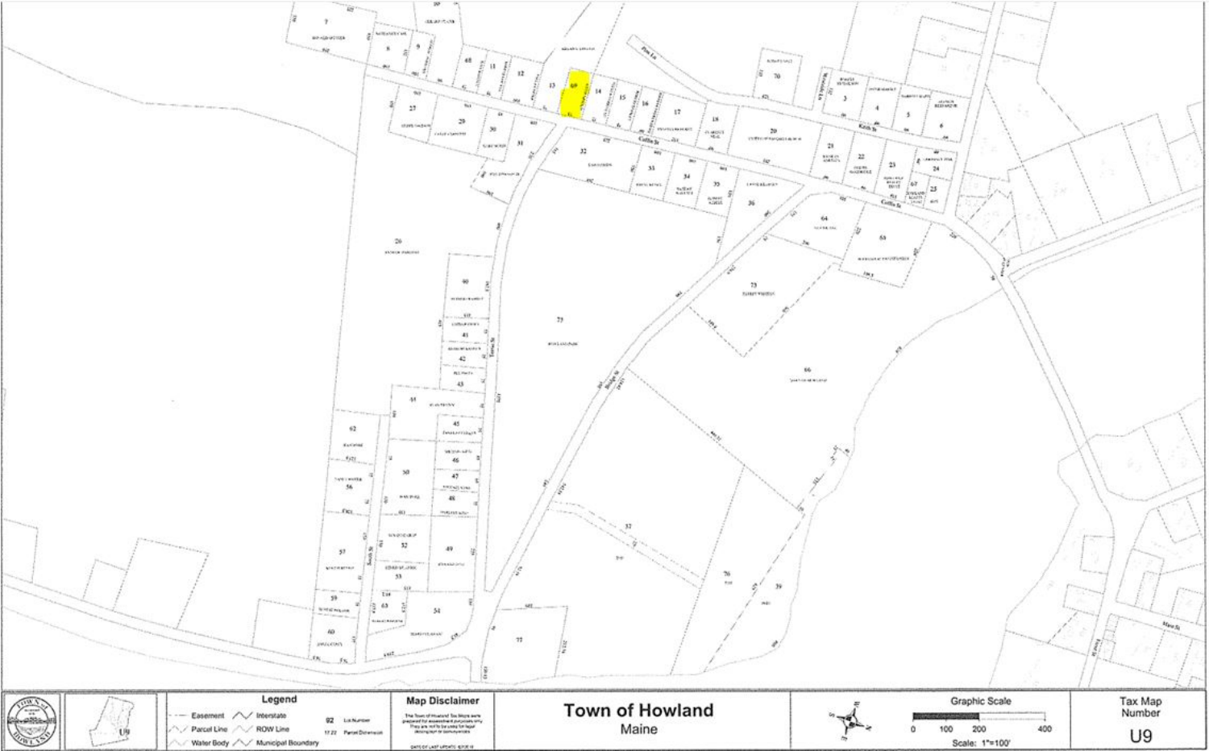# Town of Howland

Maine

**Legend**

- Easement
- Parcel Line
- Water Body
- Interstate
- ROW Line
- Municipal Boundary
- 92 Lot Number
- 17.22 Parcel Dimension

**Map Disclaimer**

The Town of Howland Tax Maps were prepared for assessment purposes only. They are not to be used for legal description or conveyances.

Graphic Scale

0 100 200 400

Scale: 1"=100'

Tax Map Number

U9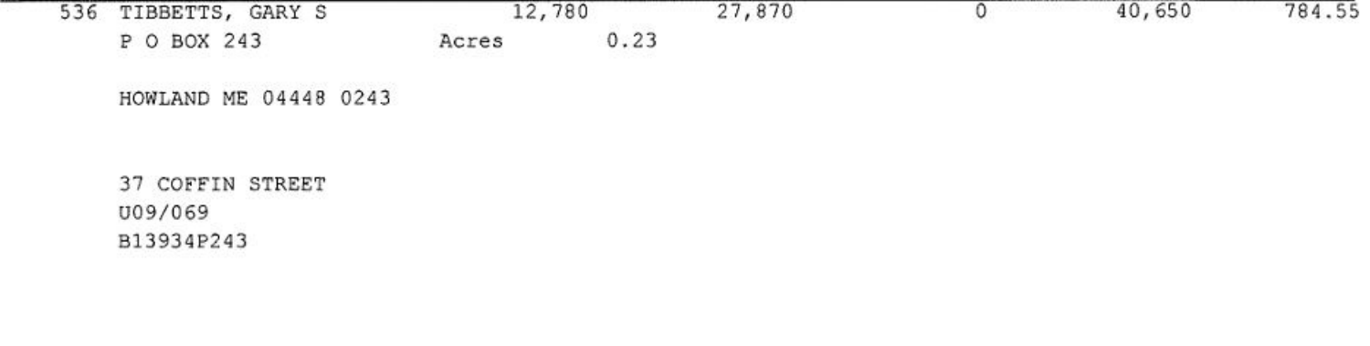| | | | | | | |
|---|---|---|---|---|---|---|
| 536 | TIBBETTS, GARY S | 12,780 | 27,870 | 0 | 40,650 | 784.55 |
| | P O BOX 243 | Acres 0.23 | | | | |
| | HOWLAND ME 04448 0243 | | | | | |
| | 37 COFFIN STREET | | | | | |
| | U09/069 | | | | | |
| | B13934P243 | | | | | |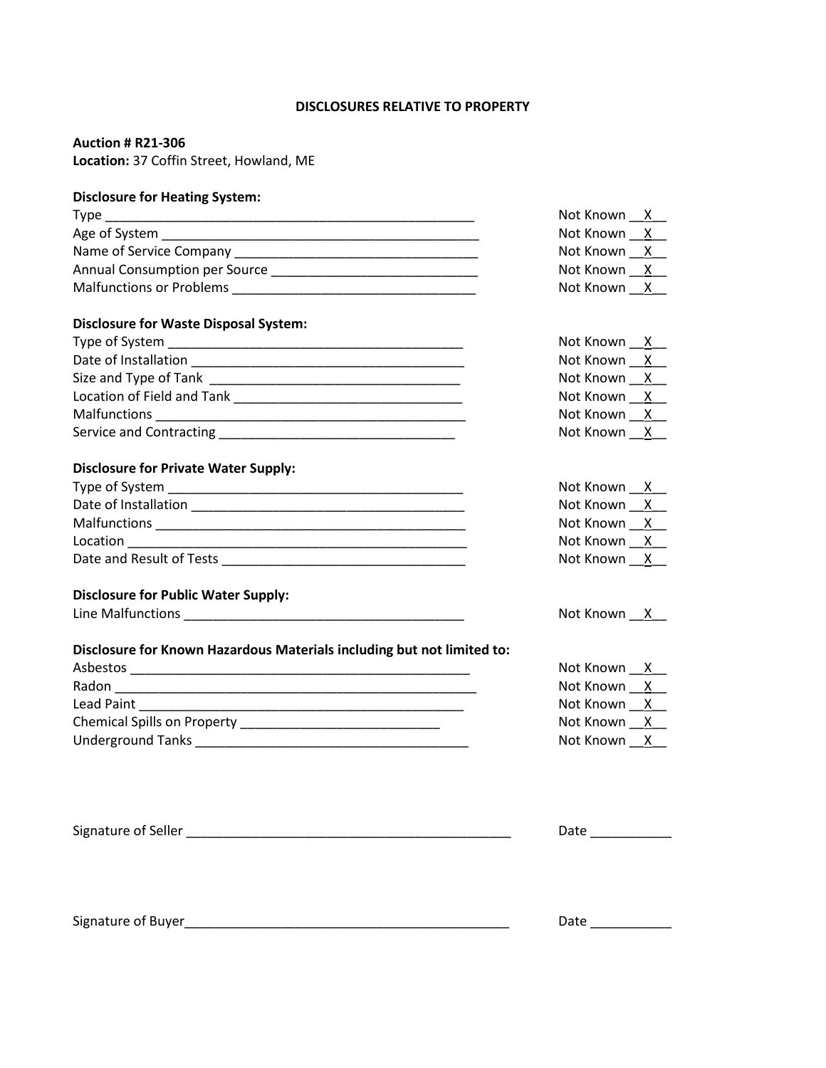## DISCLOSURES RELATIVE TO PROPERTY

**Auction # R21-306**
**Location:** 37 Coffin Street, Howland, ME

**Disclosure for Heating System:**

Type ____________________________________________ Not Known __X__
Age of System ____________________________________ Not Known __X__
Name of Service Company __________________________ Not Known __X__
Annual Consumption per Source _____________________ Not Known __X__
Malfunctions or Problems __________________________ Not Known __X__

**Disclosure for Waste Disposal System:**

Type of System ___________________________________ Not Known __X__
Date of Installation _______________________________ Not Known __X__
Size and Type of Tank _____________________________ Not Known __X__
Location of Field and Tank __________________________ Not Known __X__
Malfunctions _____________________________________ Not Known __X__
Service and Contracting ____________________________ Not Known __X__

**Disclosure for Private Water Supply:**

Type of System ___________________________________ Not Known __X__
Date of Installation _______________________________ Not Known __X__
Malfunctions _____________________________________ Not Known __X__
Location _________________________________________ Not Known __X__
Date and Result of Tests ____________________________ Not Known __X__

**Disclosure for Public Water Supply:**

Line Malfunctions __________________________________ Not Known __X__

**Disclosure for Known Hazardous Materials including but not limited to:**

Asbestos _________________________________________ Not Known __X__
Radon ___________________________________________ Not Known __X__
Lead Paint _______________________________________ Not Known __X__
Chemical Spills on Property __________________________ Not Known __X__
Underground Tanks _________________________________ Not Known __X__

Signature of Seller ____________________________________________ Date ___________

Signature of Buyer____________________________________________ Date ___________